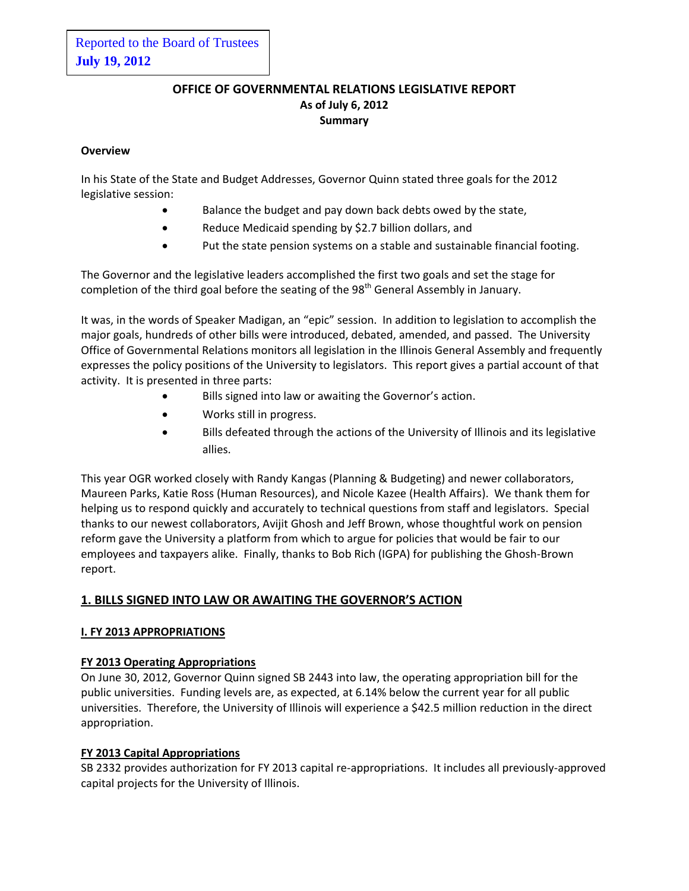Reported to the Board of Trustees
**July 19, 2012**

# OFFICE OF GOVERNMENTAL RELATIONS LEGISLATIVE REPORT
**As of July 6, 2012**
**Summary**

**Overview**

In his State of the State and Budget Addresses, Governor Quinn stated three goals for the 2012 legislative session:

- Balance the budget and pay down back debts owed by the state,
- Reduce Medicaid spending by $2.7 billion dollars, and
- Put the state pension systems on a stable and sustainable financial footing.

The Governor and the legislative leaders accomplished the first two goals and set the stage for completion of the third goal before the seating of the 98th General Assembly in January.

It was, in the words of Speaker Madigan, an "epic" session. In addition to legislation to accomplish the major goals, hundreds of other bills were introduced, debated, amended, and passed. The University Office of Governmental Relations monitors all legislation in the Illinois General Assembly and frequently expresses the policy positions of the University to legislators. This report gives a partial account of that activity. It is presented in three parts:

- Bills signed into law or awaiting the Governor's action.
- Works still in progress.
- Bills defeated through the actions of the University of Illinois and its legislative allies.

This year OGR worked closely with Randy Kangas (Planning & Budgeting) and newer collaborators, Maureen Parks, Katie Ross (Human Resources), and Nicole Kazee (Health Affairs). We thank them for helping us to respond quickly and accurately to technical questions from staff and legislators. Special thanks to our newest collaborators, Avijit Ghosh and Jeff Brown, whose thoughtful work on pension reform gave the University a platform from which to argue for policies that would be fair to our employees and taxpayers alike. Finally, thanks to Bob Rich (IGPA) for publishing the Ghosh-Brown report.

## 1. BILLS SIGNED INTO LAW OR AWAITING THE GOVERNOR'S ACTION

### I. FY 2013 APPROPRIATIONS

#### FY 2013 Operating Appropriations

On June 30, 2012, Governor Quinn signed SB 2443 into law, the operating appropriation bill for the public universities. Funding levels are, as expected, at 6.14% below the current year for all public universities. Therefore, the University of Illinois will experience a $42.5 million reduction in the direct appropriation.

#### FY 2013 Capital Appropriations

SB 2332 provides authorization for FY 2013 capital re-appropriations. It includes all previously-approved capital projects for the University of Illinois.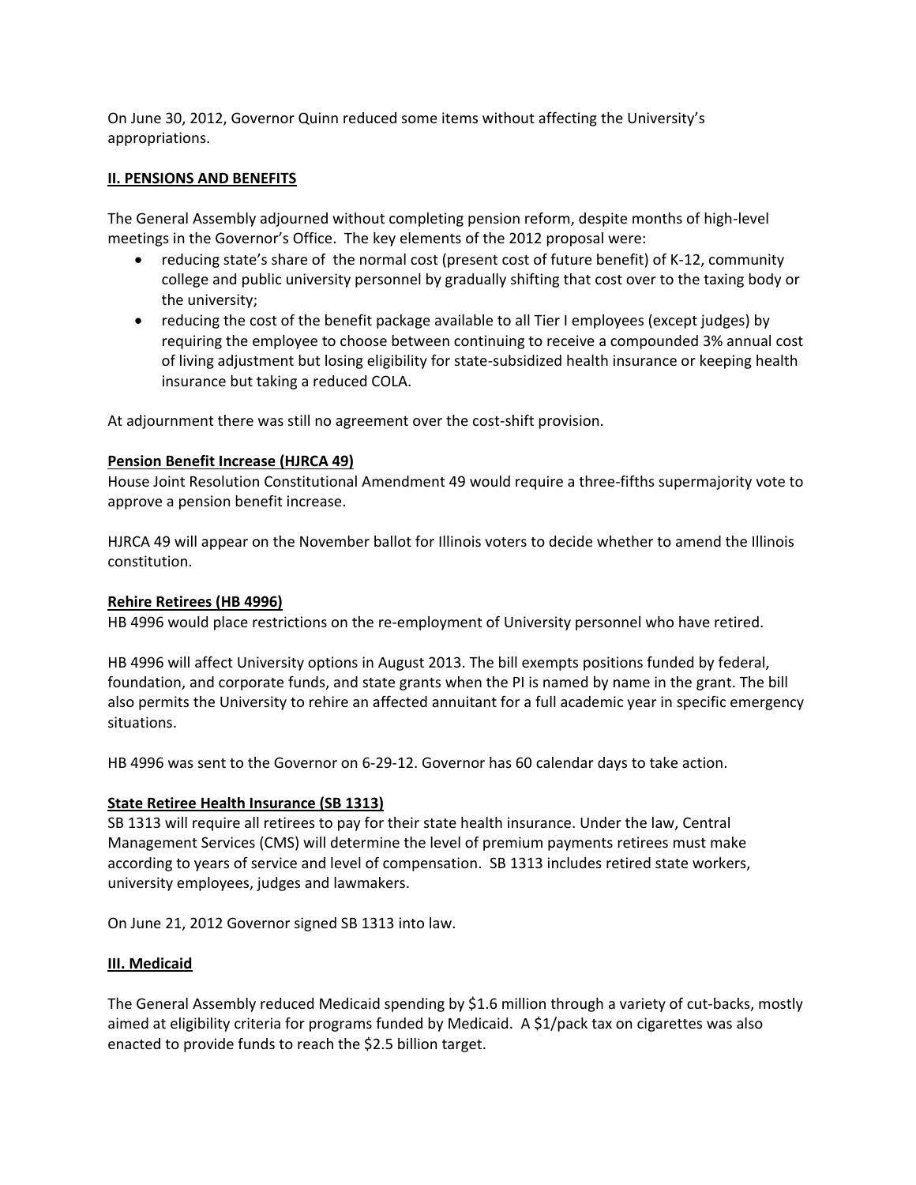On June 30, 2012, Governor Quinn reduced some items without affecting the University's appropriations.

## II. PENSIONS AND BENEFITS

The General Assembly adjourned without completing pension reform, despite months of high-level meetings in the Governor's Office. The key elements of the 2012 proposal were:

- reducing state's share of the normal cost (present cost of future benefit) of K-12, community college and public university personnel by gradually shifting that cost over to the taxing body or the university;
- reducing the cost of the benefit package available to all Tier I employees (except judges) by requiring the employee to choose between continuing to receive a compounded 3% annual cost of living adjustment but losing eligibility for state-subsidized health insurance or keeping health insurance but taking a reduced COLA.

At adjournment there was still no agreement over the cost-shift provision.

### Pension Benefit Increase (HJRCA 49)

House Joint Resolution Constitutional Amendment 49 would require a three-fifths supermajority vote to approve a pension benefit increase.

HJRCA 49 will appear on the November ballot for Illinois voters to decide whether to amend the Illinois constitution.

### Rehire Retirees (HB 4996)

HB 4996 would place restrictions on the re-employment of University personnel who have retired.

HB 4996 will affect University options in August 2013. The bill exempts positions funded by federal, foundation, and corporate funds, and state grants when the PI is named by name in the grant. The bill also permits the University to rehire an affected annuitant for a full academic year in specific emergency situations.

HB 4996 was sent to the Governor on 6-29-12. Governor has 60 calendar days to take action.

### State Retiree Health Insurance (SB 1313)

SB 1313 will require all retirees to pay for their state health insurance. Under the law, Central Management Services (CMS) will determine the level of premium payments retirees must make according to years of service and level of compensation. SB 1313 includes retired state workers, university employees, judges and lawmakers.

On June 21, 2012 Governor signed SB 1313 into law.

## III. Medicaid

The General Assembly reduced Medicaid spending by $1.6 million through a variety of cut-backs, mostly aimed at eligibility criteria for programs funded by Medicaid. A $1/pack tax on cigarettes was also enacted to provide funds to reach the $2.5 billion target.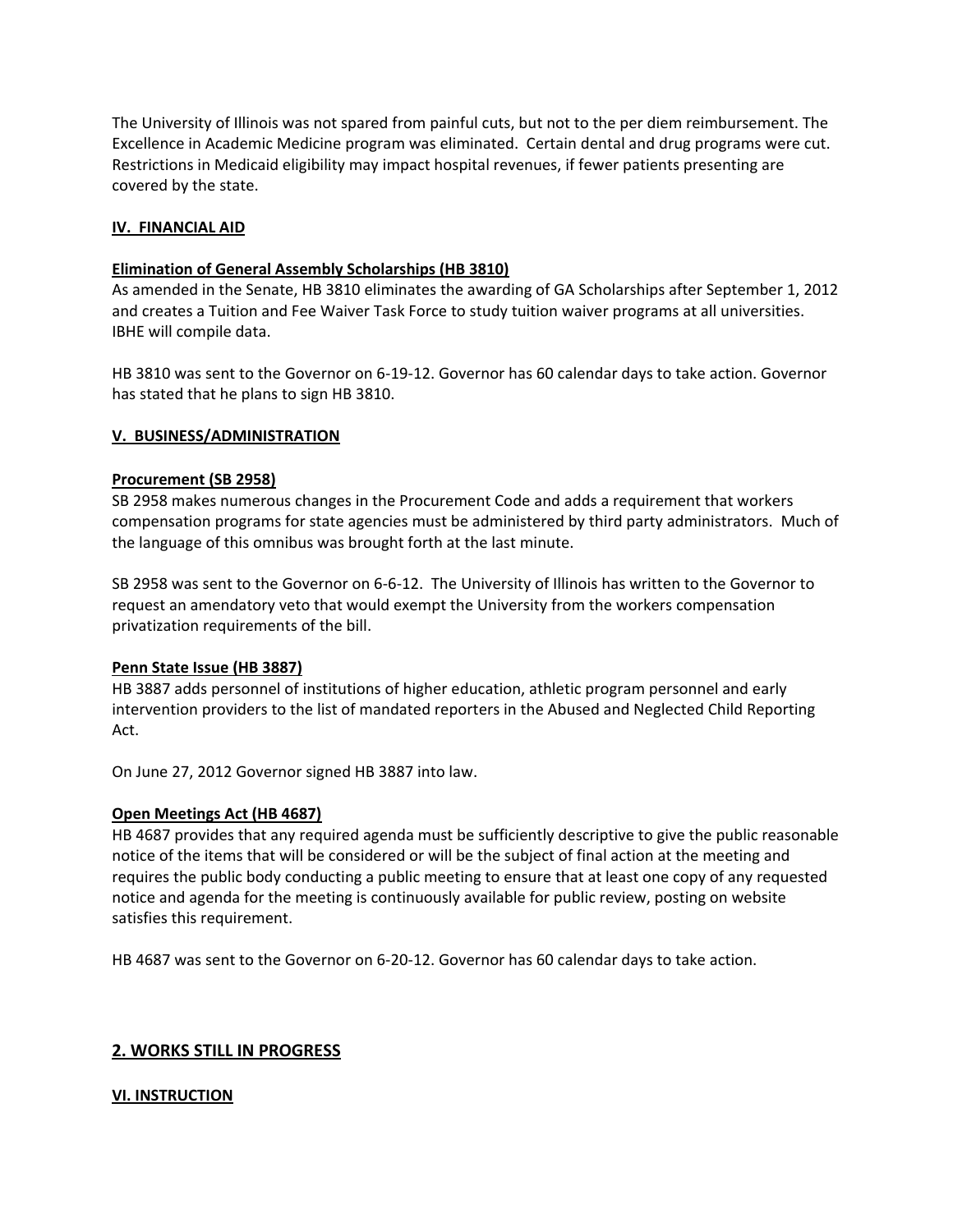The University of Illinois was not spared from painful cuts, but not to the per diem reimbursement. The Excellence in Academic Medicine program was eliminated. Certain dental and drug programs were cut. Restrictions in Medicaid eligibility may impact hospital revenues, if fewer patients presenting are covered by the state.

### IV. FINANCIAL AID

#### Elimination of General Assembly Scholarships (HB 3810)

As amended in the Senate, HB 3810 eliminates the awarding of GA Scholarships after September 1, 2012 and creates a Tuition and Fee Waiver Task Force to study tuition waiver programs at all universities. IBHE will compile data.

HB 3810 was sent to the Governor on 6-19-12. Governor has 60 calendar days to take action. Governor has stated that he plans to sign HB 3810.

### V. BUSINESS/ADMINISTRATION

#### Procurement (SB 2958)

SB 2958 makes numerous changes in the Procurement Code and adds a requirement that workers compensation programs for state agencies must be administered by third party administrators. Much of the language of this omnibus was brought forth at the last minute.

SB 2958 was sent to the Governor on 6-6-12. The University of Illinois has written to the Governor to request an amendatory veto that would exempt the University from the workers compensation privatization requirements of the bill.

#### Penn State Issue (HB 3887)

HB 3887 adds personnel of institutions of higher education, athletic program personnel and early intervention providers to the list of mandated reporters in the Abused and Neglected Child Reporting Act.

On June 27, 2012 Governor signed HB 3887 into law.

#### Open Meetings Act (HB 4687)

HB 4687 provides that any required agenda must be sufficiently descriptive to give the public reasonable notice of the items that will be considered or will be the subject of final action at the meeting and requires the public body conducting a public meeting to ensure that at least one copy of any requested notice and agenda for the meeting is continuously available for public review, posting on website satisfies this requirement.

HB 4687 was sent to the Governor on 6-20-12. Governor has 60 calendar days to take action.

## 2. WORKS STILL IN PROGRESS

### VI. INSTRUCTION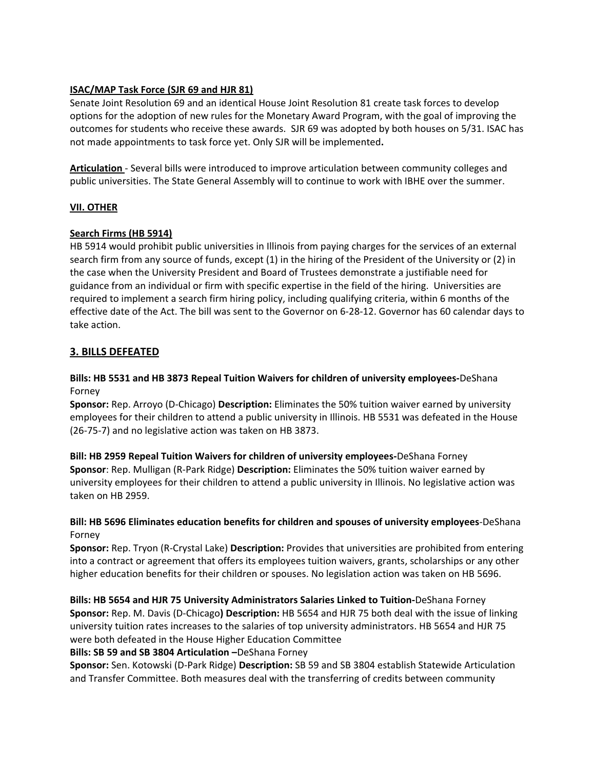**<u>ISAC/MAP Task Force (SJR 69 and HJR 81)</u>**

Senate Joint Resolution 69 and an identical House Joint Resolution 81 create task forces to develop options for the adoption of new rules for the Monetary Award Program, with the goal of improving the outcomes for students who receive these awards. SJR 69 was adopted by both houses on 5/31. ISAC has not made appointments to task force yet. Only SJR will be implemented**.**

**<u>Articulation</u>** - Several bills were introduced to improve articulation between community colleges and public universities. The State General Assembly will to continue to work with IBHE over the summer.

**<u>VII. OTHER</u>**

**<u>Search Firms (HB 5914)</u>**

HB 5914 would prohibit public universities in Illinois from paying charges for the services of an external search firm from any source of funds, except (1) in the hiring of the President of the University or (2) in the case when the University President and Board of Trustees demonstrate a justifiable need for guidance from an individual or firm with specific expertise in the field of the hiring. Universities are required to implement a search firm hiring policy, including qualifying criteria, within 6 months of the effective date of the Act. The bill was sent to the Governor on 6-28-12. Governor has 60 calendar days to take action.

## <u>3. BILLS DEFEATED</u>

**Bills: HB 5531 and HB 3873 Repeal Tuition Waivers for children of university employees-**DeShana Forney

**Sponsor:** Rep. Arroyo (D-Chicago) **Description:** Eliminates the 50% tuition waiver earned by university employees for their children to attend a public university in Illinois. HB 5531 was defeated in the House (26-75-7) and no legislative action was taken on HB 3873.

**Bill: HB 2959 Repeal Tuition Waivers for children of university employees-**DeShana Forney

**Sponsor**: Rep. Mulligan (R-Park Ridge) **Description:** Eliminates the 50% tuition waiver earned by university employees for their children to attend a public university in Illinois. No legislative action was taken on HB 2959.

**Bill: HB 5696 Eliminates education benefits for children and spouses of university employees**-DeShana Forney

**Sponsor:** Rep. Tryon (R-Crystal Lake) **Description:** Provides that universities are prohibited from entering into a contract or agreement that offers its employees tuition waivers, grants, scholarships or any other higher education benefits for their children or spouses. No legislation action was taken on HB 5696.

**Bills: HB 5654 and HJR 75 University Administrators Salaries Linked to Tuition-**DeShana Forney

**Sponsor:** Rep. M. Davis (D-Chicago**) Description:** HB 5654 and HJR 75 both deal with the issue of linking university tuition rates increases to the salaries of top university administrators. HB 5654 and HJR 75 were both defeated in the House Higher Education Committee

**Bills: SB 59 and SB 3804 Articulation –**DeShana Forney

**Sponsor:** Sen. Kotowski (D-Park Ridge) **Description:** SB 59 and SB 3804 establish Statewide Articulation and Transfer Committee. Both measures deal with the transferring of credits between community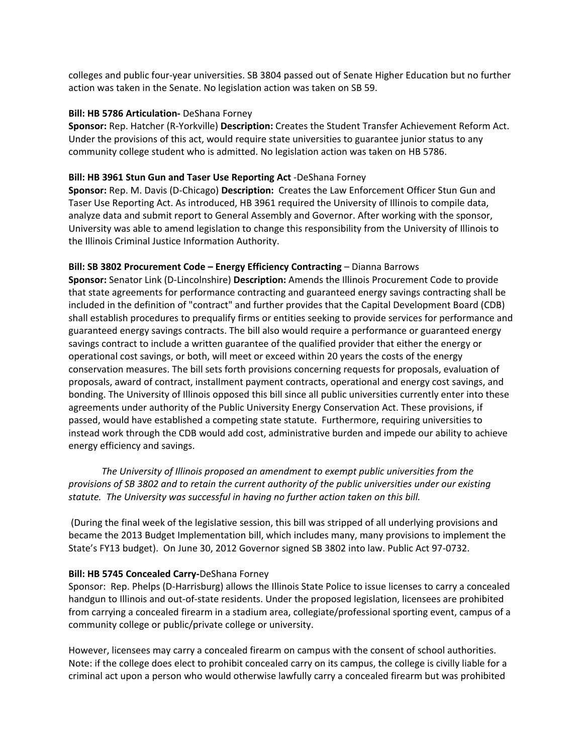colleges and public four-year universities. SB 3804 passed out of Senate Higher Education but no further action was taken in the Senate. No legislation action was taken on SB 59.

**Bill: HB 5786 Articulation-** DeShana Forney
**Sponsor:** Rep. Hatcher (R-Yorkville) **Description:** Creates the Student Transfer Achievement Reform Act. Under the provisions of this act, would require state universities to guarantee junior status to any community college student who is admitted. No legislation action was taken on HB 5786.

**Bill: HB 3961 Stun Gun and Taser Use Reporting Act** -DeShana Forney
**Sponsor:** Rep. M. Davis (D-Chicago) **Description:** Creates the Law Enforcement Officer Stun Gun and Taser Use Reporting Act. As introduced, HB 3961 required the University of Illinois to compile data, analyze data and submit report to General Assembly and Governor. After working with the sponsor, University was able to amend legislation to change this responsibility from the University of Illinois to the Illinois Criminal Justice Information Authority.

**Bill: SB 3802 Procurement Code – Energy Efficiency Contracting** – Dianna Barrows
**Sponsor:** Senator Link (D-Lincolnshire) **Description:** Amends the Illinois Procurement Code to provide that state agreements for performance contracting and guaranteed energy savings contracting shall be included in the definition of "contract" and further provides that the Capital Development Board (CDB) shall establish procedures to prequalify firms or entities seeking to provide services for performance and guaranteed energy savings contracts. The bill also would require a performance or guaranteed energy savings contract to include a written guarantee of the qualified provider that either the energy or operational cost savings, or both, will meet or exceed within 20 years the costs of the energy conservation measures. The bill sets forth provisions concerning requests for proposals, evaluation of proposals, award of contract, installment payment contracts, operational and energy cost savings, and bonding. The University of Illinois opposed this bill since all public universities currently enter into these agreements under authority of the Public University Energy Conservation Act. These provisions, if passed, would have established a competing state statute. Furthermore, requiring universities to instead work through the CDB would add cost, administrative burden and impede our ability to achieve energy efficiency and savings.

*The University of Illinois proposed an amendment to exempt public universities from the provisions of SB 3802 and to retain the current authority of the public universities under our existing statute. The University was successful in having no further action taken on this bill.*

(During the final week of the legislative session, this bill was stripped of all underlying provisions and became the 2013 Budget Implementation bill, which includes many, many provisions to implement the State's FY13 budget). On June 30, 2012 Governor signed SB 3802 into law. Public Act 97-0732.

**Bill: HB 5745 Concealed Carry-**DeShana Forney
Sponsor: Rep. Phelps (D-Harrisburg) allows the Illinois State Police to issue licenses to carry a concealed handgun to Illinois and out-of-state residents. Under the proposed legislation, licensees are prohibited from carrying a concealed firearm in a stadium area, collegiate/professional sporting event, campus of a community college or public/private college or university.

However, licensees may carry a concealed firearm on campus with the consent of school authorities. Note: if the college does elect to prohibit concealed carry on its campus, the college is civilly liable for a criminal act upon a person who would otherwise lawfully carry a concealed firearm but was prohibited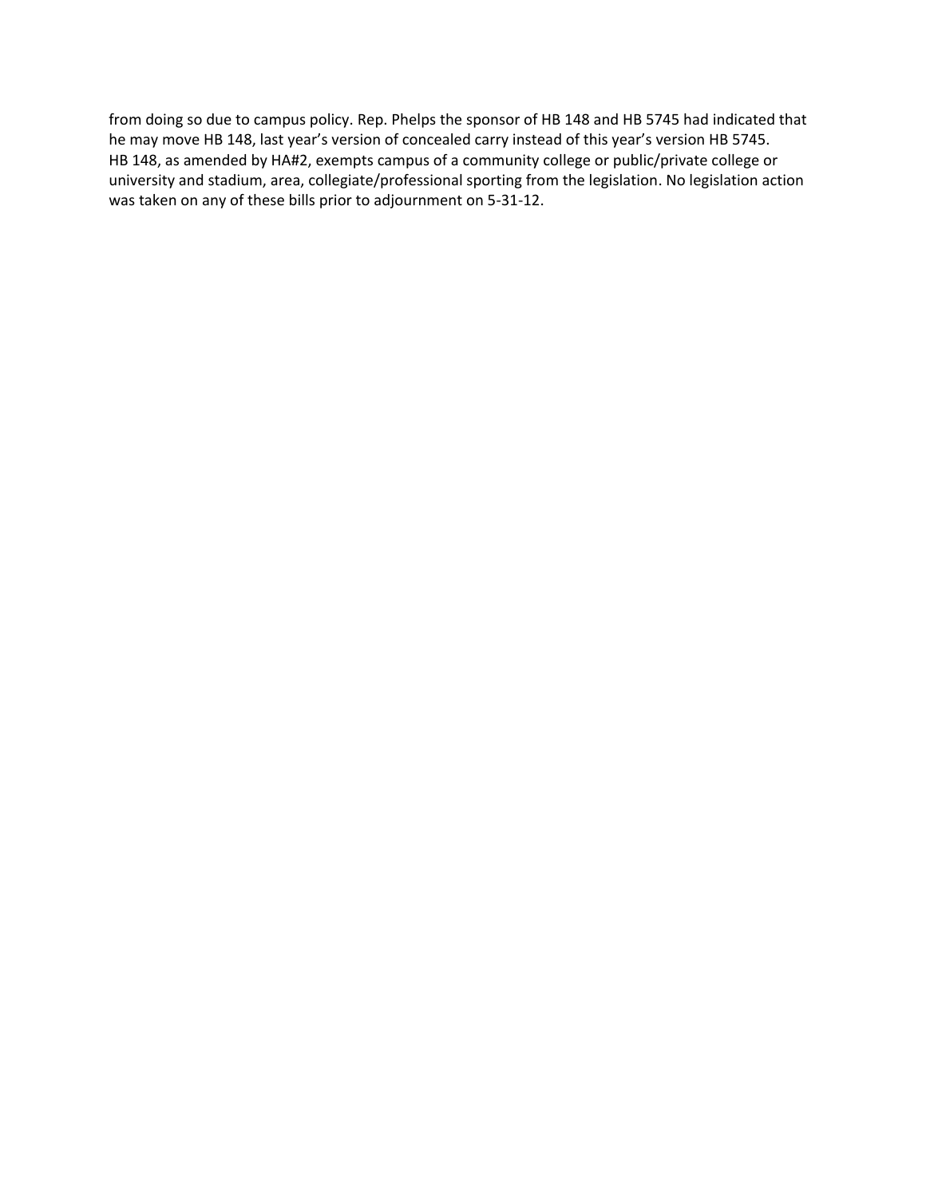from doing so due to campus policy. Rep. Phelps the sponsor of HB 148 and HB 5745 had indicated that he may move HB 148, last year's version of concealed carry instead of this year's version HB 5745. HB 148, as amended by HA#2, exempts campus of a community college or public/private college or university and stadium, area, collegiate/professional sporting from the legislation. No legislation action was taken on any of these bills prior to adjournment on 5-31-12.